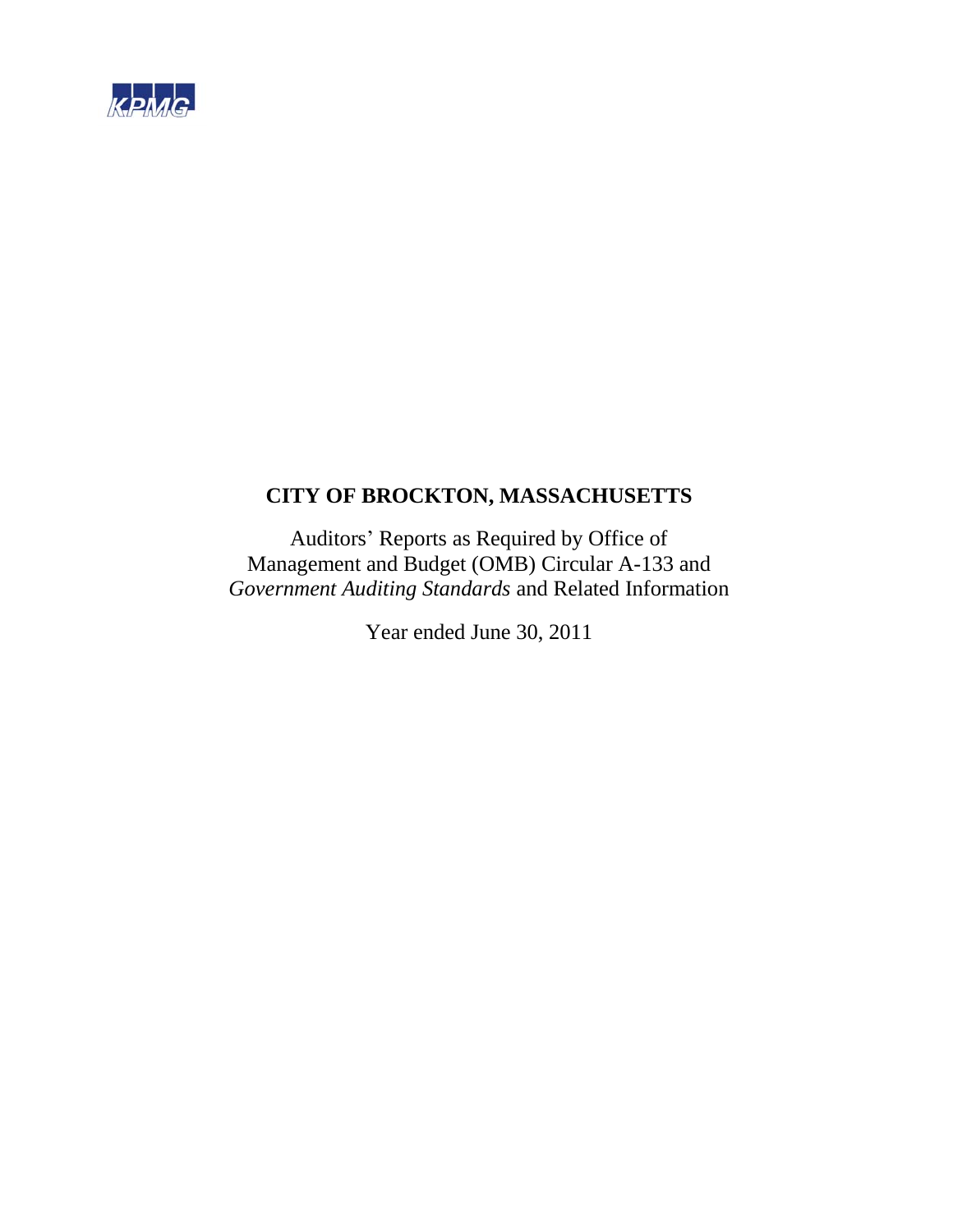KPMG

# CITY OF BROCKTON, MASSACHUSETTS

Auditors' Reports as Required by Office of Management and Budget (OMB) Circular A-133 and *Government Auditing Standards* and Related Information

Year ended June 30, 2011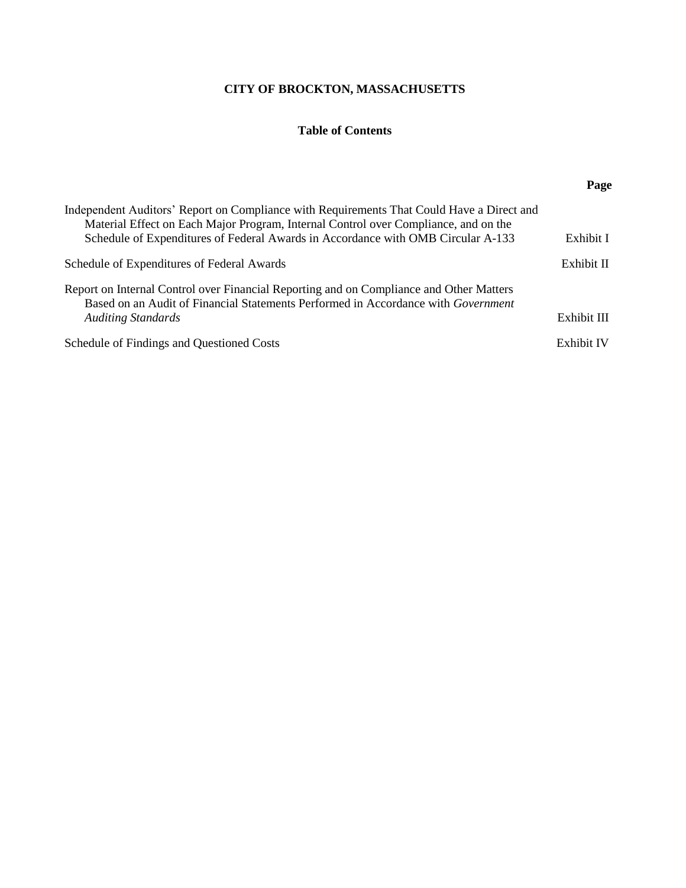# CITY OF BROCKTON, MASSACHUSETTS

## Table of Contents

| | Page |
|---|---|
| Independent Auditors' Report on Compliance with Requirements That Could Have a Direct and Material Effect on Each Major Program, Internal Control over Compliance, and on the Schedule of Expenditures of Federal Awards in Accordance with OMB Circular A-133 | Exhibit I |
| Schedule of Expenditures of Federal Awards | Exhibit II |
| Report on Internal Control over Financial Reporting and on Compliance and Other Matters Based on an Audit of Financial Statements Performed in Accordance with *Government Auditing Standards* | Exhibit III |
| Schedule of Findings and Questioned Costs | Exhibit IV |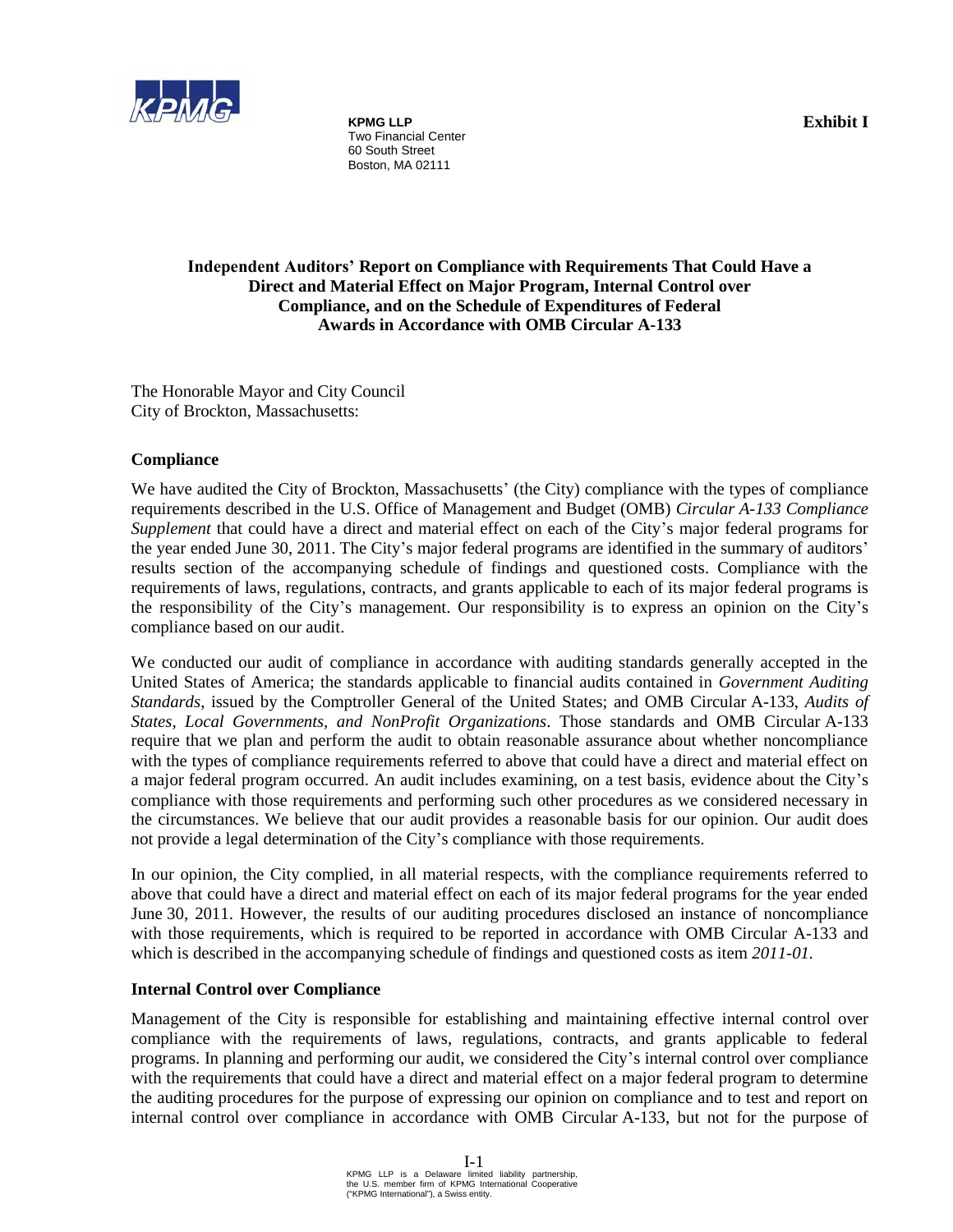KPMG LLP
Two Financial Center
60 South Street
Boston, MA 02111

**Exhibit I**

### Independent Auditors' Report on Compliance with Requirements That Could Have a Direct and Material Effect on Major Program, Internal Control over Compliance, and on the Schedule of Expenditures of Federal Awards in Accordance with OMB Circular A-133

The Honorable Mayor and City Council
City of Brockton, Massachusetts:

#### Compliance

We have audited the City of Brockton, Massachusetts' (the City) compliance with the types of compliance requirements described in the U.S. Office of Management and Budget (OMB) *Circular A-133 Compliance Supplement* that could have a direct and material effect on each of the City's major federal programs for the year ended June 30, 2011. The City's major federal programs are identified in the summary of auditors' results section of the accompanying schedule of findings and questioned costs. Compliance with the requirements of laws, regulations, contracts, and grants applicable to each of its major federal programs is the responsibility of the City's management. Our responsibility is to express an opinion on the City's compliance based on our audit.

We conducted our audit of compliance in accordance with auditing standards generally accepted in the United States of America; the standards applicable to financial audits contained in *Government Auditing Standards*, issued by the Comptroller General of the United States; and OMB Circular A-133, *Audits of States, Local Governments, and NonProfit Organizations*. Those standards and OMB Circular A-133 require that we plan and perform the audit to obtain reasonable assurance about whether noncompliance with the types of compliance requirements referred to above that could have a direct and material effect on a major federal program occurred. An audit includes examining, on a test basis, evidence about the City's compliance with those requirements and performing such other procedures as we considered necessary in the circumstances. We believe that our audit provides a reasonable basis for our opinion. Our audit does not provide a legal determination of the City's compliance with those requirements.

In our opinion, the City complied, in all material respects, with the compliance requirements referred to above that could have a direct and material effect on each of its major federal programs for the year ended June 30, 2011. However, the results of our auditing procedures disclosed an instance of noncompliance with those requirements, which is required to be reported in accordance with OMB Circular A-133 and which is described in the accompanying schedule of findings and questioned costs as item *2011-01*.

#### Internal Control over Compliance

Management of the City is responsible for establishing and maintaining effective internal control over compliance with the requirements of laws, regulations, contracts, and grants applicable to federal programs. In planning and performing our audit, we considered the City's internal control over compliance with the requirements that could have a direct and material effect on a major federal program to determine the auditing procedures for the purpose of expressing our opinion on compliance and to test and report on internal control over compliance in accordance with OMB Circular A-133, but not for the purpose of

KPMG LLP is a Delaware limited liability partnership, the U.S. member firm of KPMG International Cooperative ("KPMG International"), a Swiss entity.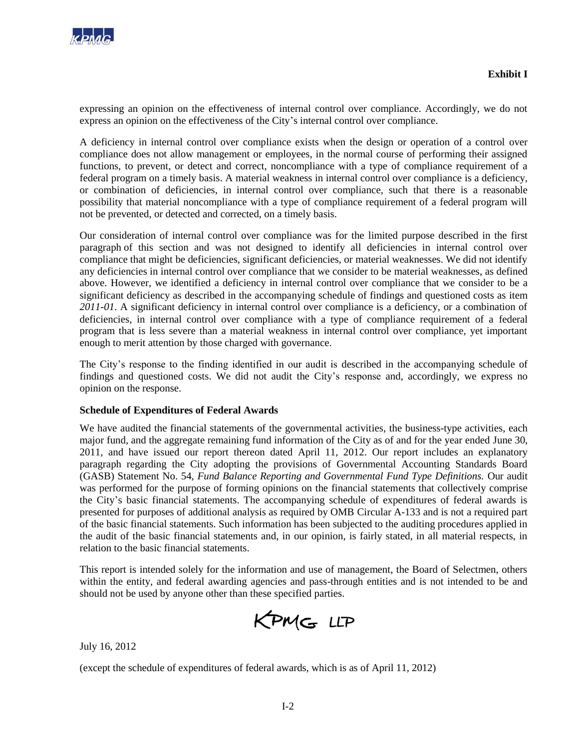**Exhibit I**

expressing an opinion on the effectiveness of internal control over compliance. Accordingly, we do not express an opinion on the effectiveness of the City's internal control over compliance.

A deficiency in internal control over compliance exists when the design or operation of a control over compliance does not allow management or employees, in the normal course of performing their assigned functions, to prevent, or detect and correct, noncompliance with a type of compliance requirement of a federal program on a timely basis. A material weakness in internal control over compliance is a deficiency, or combination of deficiencies, in internal control over compliance, such that there is a reasonable possibility that material noncompliance with a type of compliance requirement of a federal program will not be prevented, or detected and corrected, on a timely basis.

Our consideration of internal control over compliance was for the limited purpose described in the first paragraph of this section and was not designed to identify all deficiencies in internal control over compliance that might be deficiencies, significant deficiencies, or material weaknesses. We did not identify any deficiencies in internal control over compliance that we consider to be material weaknesses, as defined above. However, we identified a deficiency in internal control over compliance that we consider to be a significant deficiency as described in the accompanying schedule of findings and questioned costs as item *2011-01*. A significant deficiency in internal control over compliance is a deficiency, or a combination of deficiencies, in internal control over compliance with a type of compliance requirement of a federal program that is less severe than a material weakness in internal control over compliance, yet important enough to merit attention by those charged with governance.

The City's response to the finding identified in our audit is described in the accompanying schedule of findings and questioned costs. We did not audit the City's response and, accordingly, we express no opinion on the response.

**Schedule of Expenditures of Federal Awards**

We have audited the financial statements of the governmental activities, the business-type activities, each major fund, and the aggregate remaining fund information of the City as of and for the year ended June 30, 2011, and have issued our report thereon dated April 11, 2012. Our report includes an explanatory paragraph regarding the City adopting the provisions of Governmental Accounting Standards Board (GASB) Statement No. 54, *Fund Balance Reporting and Governmental Fund Type Definitions.* Our audit was performed for the purpose of forming opinions on the financial statements that collectively comprise the City's basic financial statements. The accompanying schedule of expenditures of federal awards is presented for purposes of additional analysis as required by OMB Circular A-133 and is not a required part of the basic financial statements. Such information has been subjected to the auditing procedures applied in the audit of the basic financial statements and, in our opinion, is fairly stated, in all material respects, in relation to the basic financial statements.

This report is intended solely for the information and use of management, the Board of Selectmen, others within the entity, and federal awarding agencies and pass-through entities and is not intended to be and should not be used by anyone other than these specified parties.

KPMG LLP

July 16, 2012

(except the schedule of expenditures of federal awards, which is as of April 11, 2012)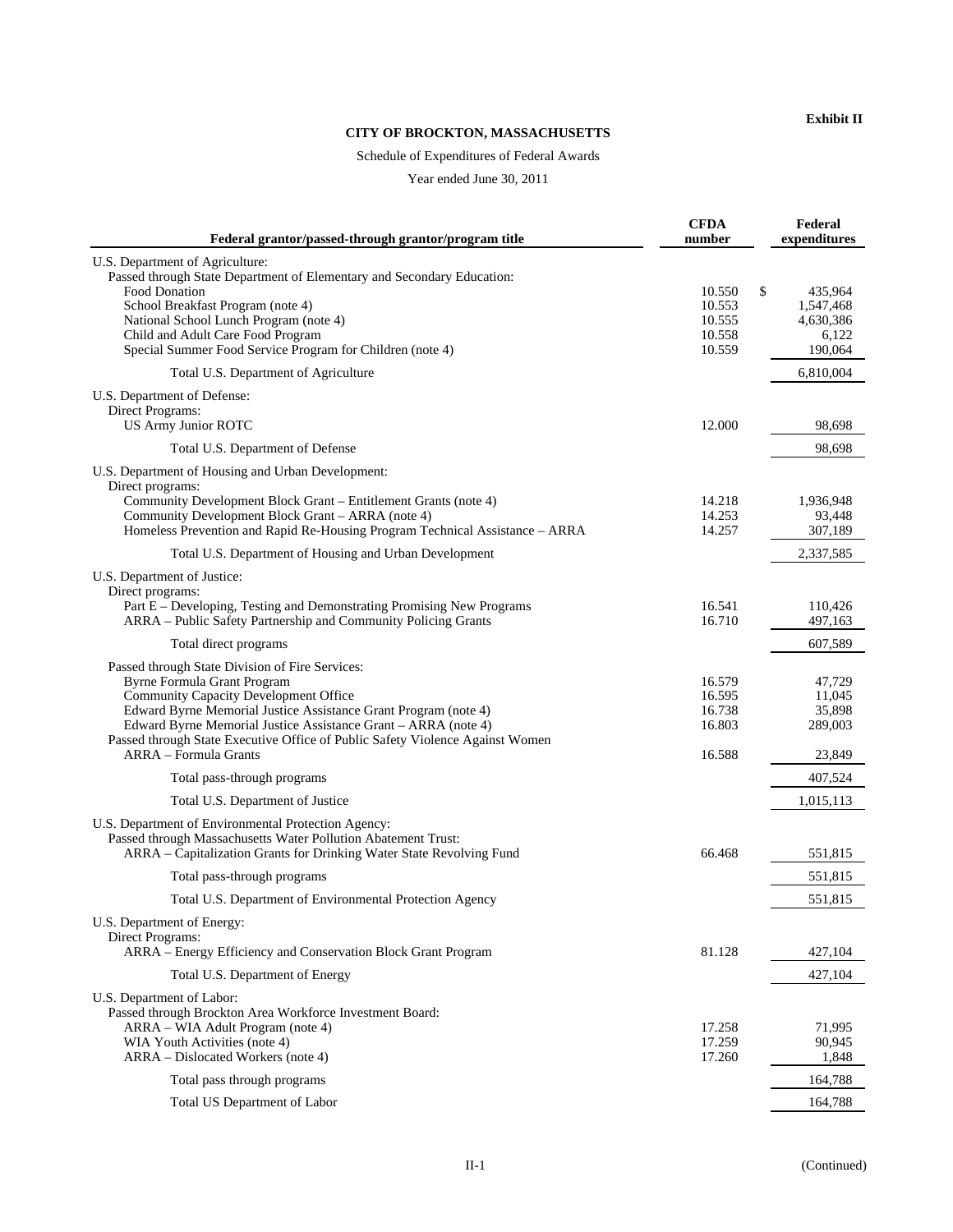**Exhibit II**

**CITY OF BROCKTON, MASSACHUSETTS**

Schedule of Expenditures of Federal Awards

Year ended June 30, 2011

| Federal grantor/passed-through grantor/program title | CFDA number | Federal expenditures |
|---|---|---|
| U.S. Department of Agriculture: | | |
| Passed through State Department of Elementary and Secondary Education: | | |
| Food Donation | 10.550 | $ 435,964 |
| School Breakfast Program (note 4) | 10.553 | 1,547,468 |
| National School Lunch Program (note 4) | 10.555 | 4,630,386 |
| Child and Adult Care Food Program | 10.558 | 6,122 |
| Special Summer Food Service Program for Children (note 4) | 10.559 | 190,064 |
| Total U.S. Department of Agriculture | | 6,810,004 |
| U.S. Department of Defense: | | |
| Direct Programs: | | |
| US Army Junior ROTC | 12.000 | 98,698 |
| Total U.S. Department of Defense | | 98,698 |
| U.S. Department of Housing and Urban Development: | | |
| Direct programs: | | |
| Community Development Block Grant – Entitlement Grants (note 4) | 14.218 | 1,936,948 |
| Community Development Block Grant – ARRA (note 4) | 14.253 | 93,448 |
| Homeless Prevention and Rapid Re-Housing Program Technical Assistance – ARRA | 14.257 | 307,189 |
| Total U.S. Department of Housing and Urban Development | | 2,337,585 |
| U.S. Department of Justice: | | |
| Direct programs: | | |
| Part E – Developing, Testing and Demonstrating Promising New Programs | 16.541 | 110,426 |
| ARRA – Public Safety Partnership and Community Policing Grants | 16.710 | 497,163 |
| Total direct programs | | 607,589 |
| Passed through State Division of Fire Services: | | |
| Byrne Formula Grant Program | 16.579 | 47,729 |
| Community Capacity Development Office | 16.595 | 11,045 |
| Edward Byrne Memorial Justice Assistance Grant Program (note 4) | 16.738 | 35,898 |
| Edward Byrne Memorial Justice Assistance Grant – ARRA (note 4) | 16.803 | 289,003 |
| Passed through State Executive Office of Public Safety Violence Against Women | | |
| ARRA – Formula Grants | 16.588 | 23,849 |
| Total pass-through programs | | 407,524 |
| Total U.S. Department of Justice | | 1,015,113 |
| U.S. Department of Environmental Protection Agency: | | |
| Passed through Massachusetts Water Pollution Abatement Trust: | | |
| ARRA – Capitalization Grants for Drinking Water State Revolving Fund | 66.468 | 551,815 |
| Total pass-through programs | | 551,815 |
| Total U.S. Department of Environmental Protection Agency | | 551,815 |
| U.S. Department of Energy: | | |
| Direct Programs: | | |
| ARRA – Energy Efficiency and Conservation Block Grant Program | 81.128 | 427,104 |
| Total U.S. Department of Energy | | 427,104 |
| U.S. Department of Labor: | | |
| Passed through Brockton Area Workforce Investment Board: | | |
| ARRA – WIA Adult Program (note 4) | 17.258 | 71,995 |
| WIA Youth Activities (note 4) | 17.259 | 90,945 |
| ARRA – Dislocated Workers (note 4) | 17.260 | 1,848 |
| Total pass through programs | | 164,788 |
| Total US Department of Labor | | 164,788 |

(Continued)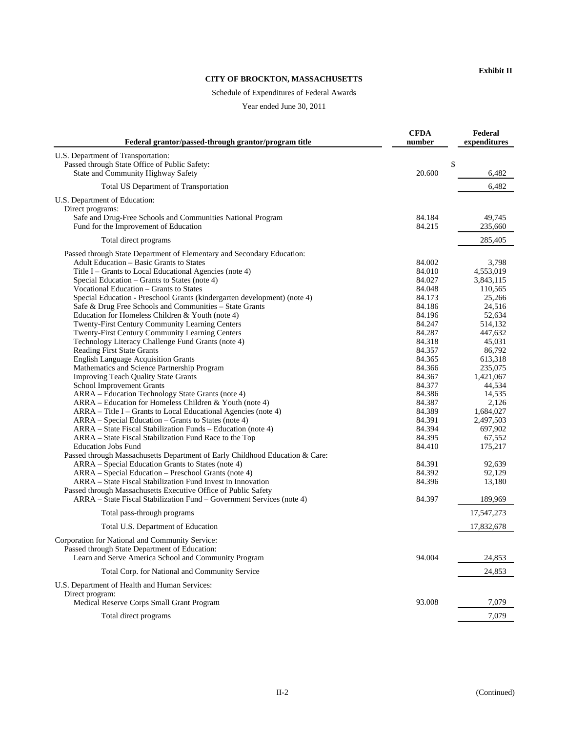**Exhibit II**

**CITY OF BROCKTON, MASSACHUSETTS**

Schedule of Expenditures of Federal Awards

Year ended June 30, 2011

| Federal grantor/passed-through grantor/program title | CFDA number | Federal expenditures |
|---|---|---|
| U.S. Department of Transportation: | | |
| Passed through State Office of Public Safety: | | |
| State and Community Highway Safety | 20.600 | $ 6,482 |
| Total US Department of Transportation | | 6,482 |
| U.S. Department of Education: | | |
| Direct programs: | | |
| Safe and Drug-Free Schools and Communities National Program | 84.184 | 49,745 |
| Fund for the Improvement of Education | 84.215 | 235,660 |
| Total direct programs | | 285,405 |
| Passed through State Department of Elementary and Secondary Education: | | |
| Adult Education – Basic Grants to States | 84.002 | 3,798 |
| Title I – Grants to Local Educational Agencies (note 4) | 84.010 | 4,553,019 |
| Special Education – Grants to States (note 4) | 84.027 | 3,843,115 |
| Vocational Education – Grants to States | 84.048 | 110,565 |
| Special Education - Preschool Grants (kindergarten development) (note 4) | 84.173 | 25,266 |
| Safe & Drug Free Schools and Communities – State Grants | 84.186 | 24,516 |
| Education for Homeless Children & Youth (note 4) | 84.196 | 52,634 |
| Twenty-First Century Community Learning Centers | 84.247 | 514,132 |
| Twenty-First Century Community Learning Centers | 84.287 | 447,632 |
| Technology Literacy Challenge Fund Grants (note 4) | 84.318 | 45,031 |
| Reading First State Grants | 84.357 | 86,792 |
| English Language Acquisition Grants | 84.365 | 613,318 |
| Mathematics and Science Partnership Program | 84.366 | 235,075 |
| Improving Teach Quality State Grants | 84.367 | 1,421,067 |
| School Improvement Grants | 84.377 | 44,534 |
| ARRA – Education Technology State Grants (note 4) | 84.386 | 14,535 |
| ARRA – Education for Homeless Children & Youth (note 4) | 84.387 | 2,126 |
| ARRA – Title I – Grants to Local Educational Agencies (note 4) | 84.389 | 1,684,027 |
| ARRA – Special Education – Grants to States (note 4) | 84.391 | 2,497,503 |
| ARRA – State Fiscal Stabilization Funds – Education (note 4) | 84.394 | 697,902 |
| ARRA – State Fiscal Stabilization Fund Race to the Top | 84.395 | 67,552 |
| Education Jobs Fund | 84.410 | 175,217 |
| Passed through Massachusetts Department of Early Childhood Education & Care: | | |
| ARRA – Special Education Grants to States (note 4) | 84.391 | 92,639 |
| ARRA – Special Education – Preschool Grants (note 4) | 84.392 | 92,129 |
| ARRA – State Fiscal Stabilization Fund Invest in Innovation | 84.396 | 13,180 |
| Passed through Massachusetts Executive Office of Public Safety | | |
| ARRA – State Fiscal Stabilization Fund – Government Services (note 4) | 84.397 | 189,969 |
| Total pass-through programs | | 17,547,273 |
| Total U.S. Department of Education | | 17,832,678 |
| Corporation for National and Community Service: | | |
| Passed through State Department of Education: | | |
| Learn and Serve America School and Community Program | 94.004 | 24,853 |
| Total Corp. for National and Community Service | | 24,853 |
| U.S. Department of Health and Human Services: | | |
| Direct program: | | |
| Medical Reserve Corps Small Grant Program | 93.008 | 7,079 |
| Total direct programs | | 7,079 |

(Continued)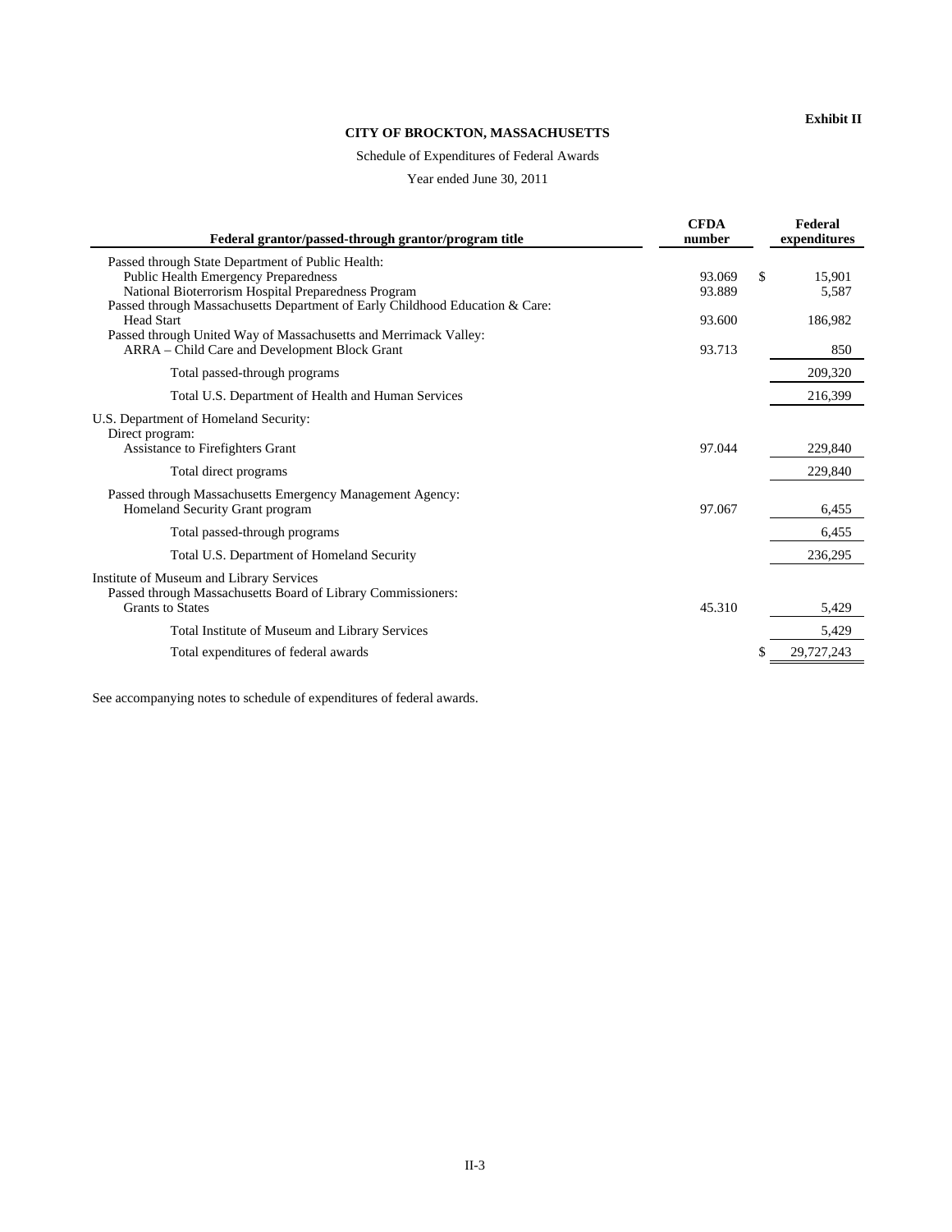**Exhibit II**

**CITY OF BROCKTON, MASSACHUSETTS**

Schedule of Expenditures of Federal Awards

Year ended June 30, 2011

| Federal grantor/passed-through grantor/program title | CFDA number | Federal expenditures |
|---|---|---|
| Passed through State Department of Public Health: | | |
| Public Health Emergency Preparedness | 93.069 | $ 15,901 |
| National Bioterrorism Hospital Preparedness Program | 93.889 | 5,587 |
| Passed through Massachusetts Department of Early Childhood Education & Care: | | |
| Head Start | 93.600 | 186,982 |
| Passed through United Way of Massachusetts and Merrimack Valley: | | |
| ARRA – Child Care and Development Block Grant | 93.713 | 850 |
| Total passed-through programs | | 209,320 |
| Total U.S. Department of Health and Human Services | | 216,399 |
| U.S. Department of Homeland Security: | | |
| Direct program: | | |
| Assistance to Firefighters Grant | 97.044 | 229,840 |
| Total direct programs | | 229,840 |
| Passed through Massachusetts Emergency Management Agency: | | |
| Homeland Security Grant program | 97.067 | 6,455 |
| Total passed-through programs | | 6,455 |
| Total U.S. Department of Homeland Security | | 236,295 |
| Institute of Museum and Library Services | | |
| Passed through Massachusetts Board of Library Commissioners: | | |
| Grants to States | 45.310 | 5,429 |
| Total Institute of Museum and Library Services | | 5,429 |
| Total expenditures of federal awards | | $ 29,727,243 |

See accompanying notes to schedule of expenditures of federal awards.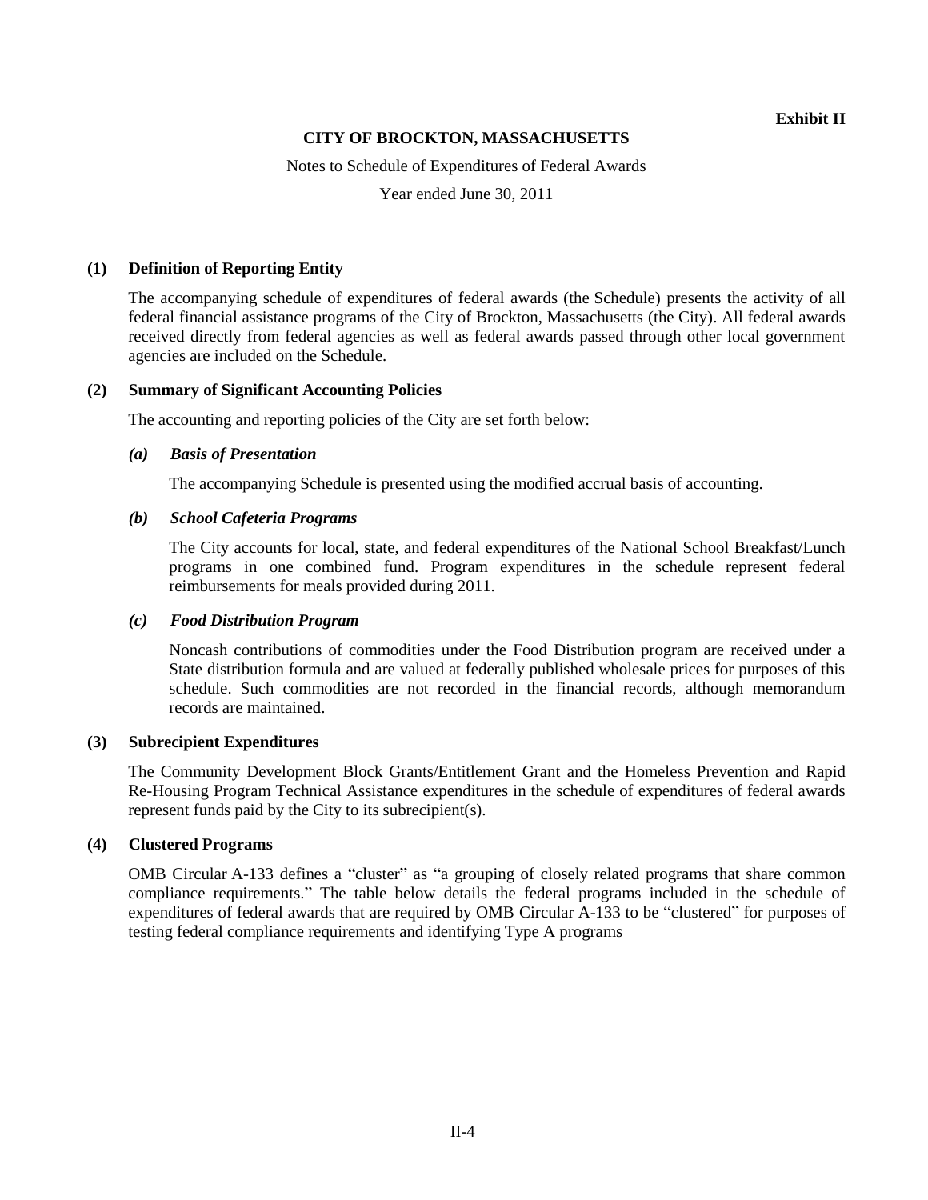**Exhibit II**

**CITY OF BROCKTON, MASSACHUSETTS**

Notes to Schedule of Expenditures of Federal Awards

Year ended June 30, 2011

## (1) Definition of Reporting Entity

The accompanying schedule of expenditures of federal awards (the Schedule) presents the activity of all federal financial assistance programs of the City of Brockton, Massachusetts (the City). All federal awards received directly from federal agencies as well as federal awards passed through other local government agencies are included on the Schedule.

## (2) Summary of Significant Accounting Policies

The accounting and reporting policies of the City are set forth below:

### *(a) Basis of Presentation*

The accompanying Schedule is presented using the modified accrual basis of accounting.

### *(b) School Cafeteria Programs*

The City accounts for local, state, and federal expenditures of the National School Breakfast/Lunch programs in one combined fund. Program expenditures in the schedule represent federal reimbursements for meals provided during 2011.

### *(c) Food Distribution Program*

Noncash contributions of commodities under the Food Distribution program are received under a State distribution formula and are valued at federally published wholesale prices for purposes of this schedule. Such commodities are not recorded in the financial records, although memorandum records are maintained.

## (3) Subrecipient Expenditures

The Community Development Block Grants/Entitlement Grant and the Homeless Prevention and Rapid Re-Housing Program Technical Assistance expenditures in the schedule of expenditures of federal awards represent funds paid by the City to its subrecipient(s).

## (4) Clustered Programs

OMB Circular A-133 defines a "cluster" as "a grouping of closely related programs that share common compliance requirements." The table below details the federal programs included in the schedule of expenditures of federal awards that are required by OMB Circular A-133 to be "clustered" for purposes of testing federal compliance requirements and identifying Type A programs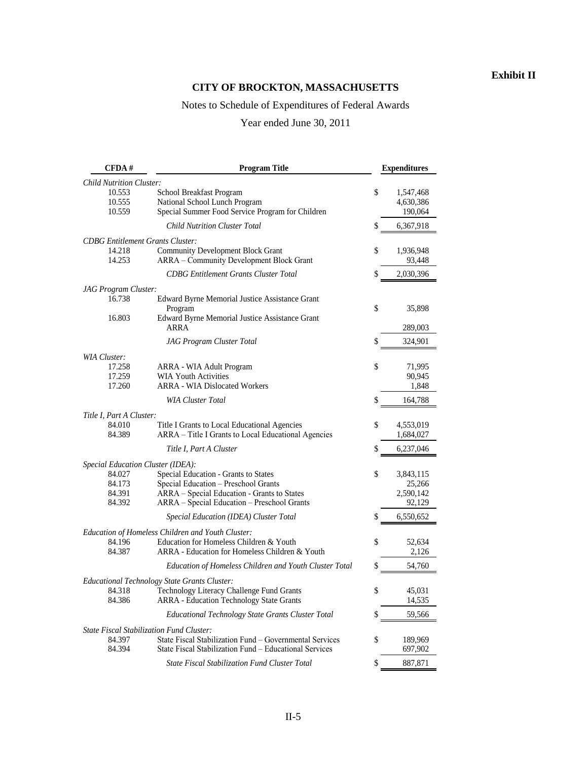**Exhibit II**

# CITY OF BROCKTON, MASSACHUSETTS

## Notes to Schedule of Expenditures of Federal Awards

### Year ended June 30, 2011

| CFDA # | Program Title | Expenditures |
|---|---|---|
| *Child Nutrition Cluster:* | | |
| 10.553 | School Breakfast Program | $ 1,547,468 |
| 10.555 | National School Lunch Program | 4,630,386 |
| 10.559 | Special Summer Food Service Program for Children | 190,064 |
| | *Child Nutrition Cluster Total* | $ 6,367,918 |
| *CDBG Entitlement Grants Cluster:* | | |
| 14.218 | Community Development Block Grant | $ 1,936,948 |
| 14.253 | ARRA – Community Development Block Grant | 93,448 |
| | *CDBG Entitlement Grants Cluster Total* | $ 2,030,396 |
| *JAG Program Cluster:* | | |
| 16.738 | Edward Byrne Memorial Justice Assistance Grant Program | $ 35,898 |
| 16.803 | Edward Byrne Memorial Justice Assistance Grant ARRA | 289,003 |
| | *JAG Program Cluster Total* | $ 324,901 |
| *WIA Cluster:* | | |
| 17.258 | ARRA - WIA Adult Program | $ 71,995 |
| 17.259 | WIA Youth Activities | 90,945 |
| 17.260 | ARRA - WIA Dislocated Workers | 1,848 |
| | *WIA Cluster Total* | $ 164,788 |
| *Title I, Part A Cluster:* | | |
| 84.010 | Title I Grants to Local Educational Agencies | $ 4,553,019 |
| 84.389 | ARRA – Title I Grants to Local Educational Agencies | 1,684,027 |
| | *Title I, Part A Cluster* | $ 6,237,046 |
| *Special Education Cluster (IDEA):* | | |
| 84.027 | Special Education - Grants to States | $ 3,843,115 |
| 84.173 | Special Education – Preschool Grants | 25,266 |
| 84.391 | ARRA – Special Education - Grants to States | 2,590,142 |
| 84.392 | ARRA – Special Education – Preschool Grants | 92,129 |
| | *Special Education (IDEA) Cluster Total* | $ 6,550,652 |
| *Education of Homeless Children and Youth Cluster:* | | |
| 84.196 | Education for Homeless Children & Youth | $ 52,634 |
| 84.387 | ARRA - Education for Homeless Children & Youth | 2,126 |
| | *Education of Homeless Children and Youth Cluster Total* | $ 54,760 |
| *Educational Technology State Grants Cluster:* | | |
| 84.318 | Technology Literacy Challenge Fund Grants | $ 45,031 |
| 84.386 | ARRA - Education Technology State Grants | 14,535 |
| | *Educational Technology State Grants Cluster Total* | $ 59,566 |
| *State Fiscal Stabilization Fund Cluster:* | | |
| 84.397 | State Fiscal Stabilization Fund – Governmental Services | $ 189,969 |
| 84.394 | State Fiscal Stabilization Fund – Educational Services | 697,902 |
| | *State Fiscal Stabilization Fund Cluster Total* | $ 887,871 |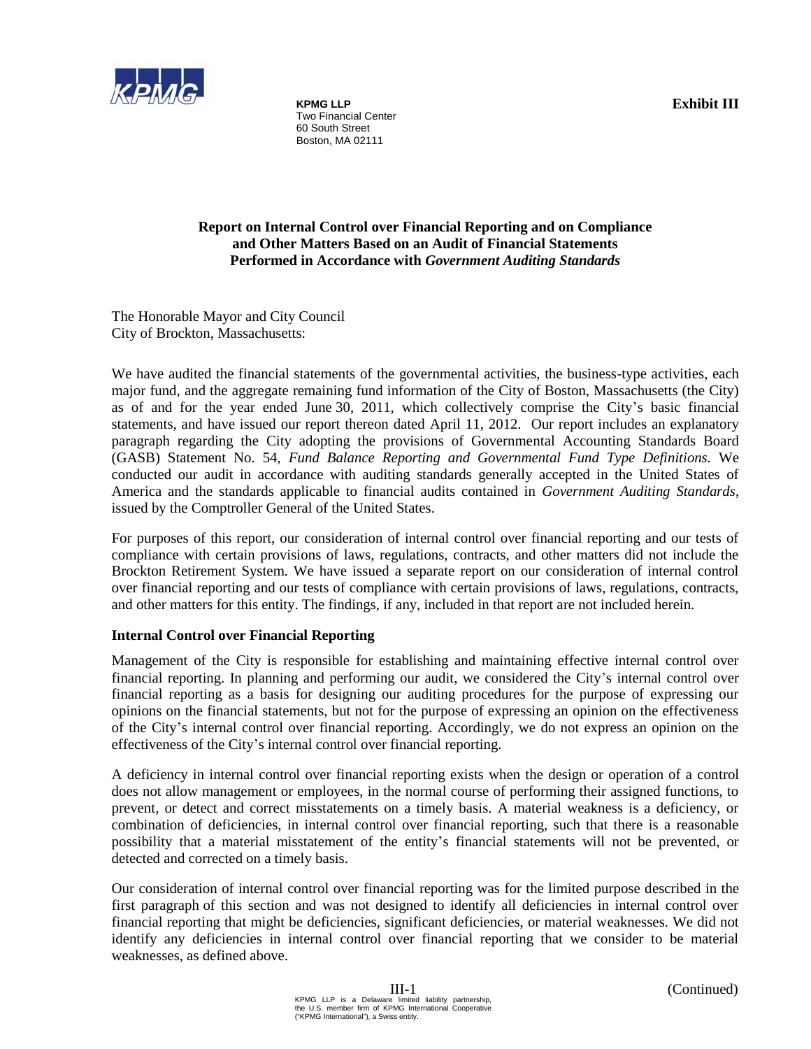KPMG

**KPMG LLP**
Two Financial Center
60 South Street
Boston, MA 02111

**Exhibit III**

## Report on Internal Control over Financial Reporting and on Compliance and Other Matters Based on an Audit of Financial Statements Performed in Accordance with *Government Auditing Standards*

The Honorable Mayor and City Council
City of Brockton, Massachusetts:

We have audited the financial statements of the governmental activities, the business-type activities, each major fund, and the aggregate remaining fund information of the City of Boston, Massachusetts (the City) as of and for the year ended June 30, 2011, which collectively comprise the City's basic financial statements, and have issued our report thereon dated April 11, 2012. Our report includes an explanatory paragraph regarding the City adopting the provisions of Governmental Accounting Standards Board (GASB) Statement No. 54, *Fund Balance Reporting and Governmental Fund Type Definitions.* We conducted our audit in accordance with auditing standards generally accepted in the United States of America and the standards applicable to financial audits contained in *Government Auditing Standards*, issued by the Comptroller General of the United States.

For purposes of this report, our consideration of internal control over financial reporting and our tests of compliance with certain provisions of laws, regulations, contracts, and other matters did not include the Brockton Retirement System. We have issued a separate report on our consideration of internal control over financial reporting and our tests of compliance with certain provisions of laws, regulations, contracts, and other matters for this entity. The findings, if any, included in that report are not included herein.

### Internal Control over Financial Reporting

Management of the City is responsible for establishing and maintaining effective internal control over financial reporting. In planning and performing our audit, we considered the City's internal control over financial reporting as a basis for designing our auditing procedures for the purpose of expressing our opinions on the financial statements, but not for the purpose of expressing an opinion on the effectiveness of the City's internal control over financial reporting. Accordingly, we do not express an opinion on the effectiveness of the City's internal control over financial reporting.

A deficiency in internal control over financial reporting exists when the design or operation of a control does not allow management or employees, in the normal course of performing their assigned functions, to prevent, or detect and correct misstatements on a timely basis. A material weakness is a deficiency, or combination of deficiencies, in internal control over financial reporting, such that there is a reasonable possibility that a material misstatement of the entity's financial statements will not be prevented, or detected and corrected on a timely basis.

Our consideration of internal control over financial reporting was for the limited purpose described in the first paragraph of this section and was not designed to identify all deficiencies in internal control over financial reporting that might be deficiencies, significant deficiencies, or material weaknesses. We did not identify any deficiencies in internal control over financial reporting that we consider to be material weaknesses, as defined above.

(Continued)

KPMG LLP is a Delaware limited liability partnership, the U.S. member firm of KPMG International Cooperative ("KPMG International"), a Swiss entity.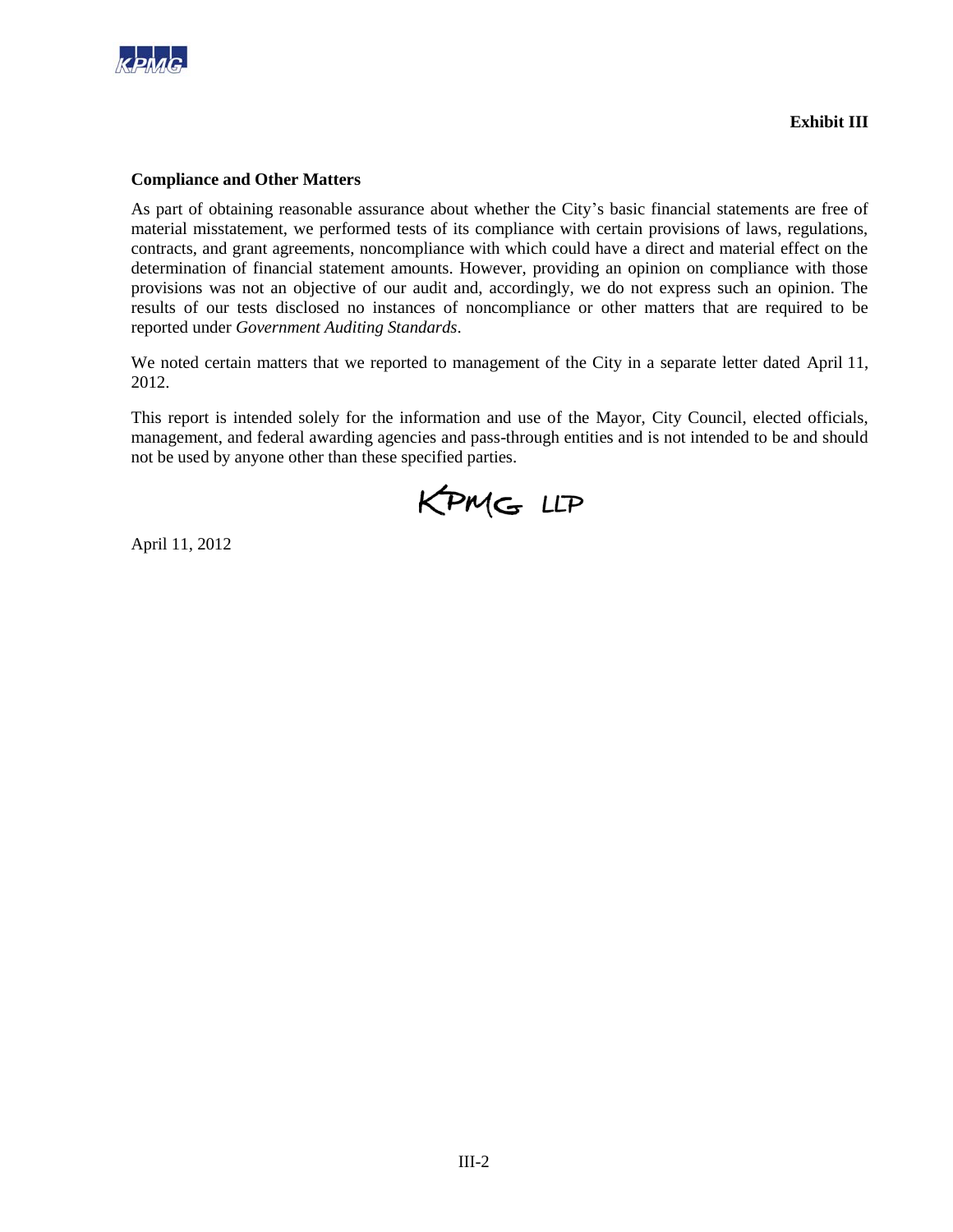**Exhibit III**

**Compliance and Other Matters**

As part of obtaining reasonable assurance about whether the City's basic financial statements are free of material misstatement, we performed tests of its compliance with certain provisions of laws, regulations, contracts, and grant agreements, noncompliance with which could have a direct and material effect on the determination of financial statement amounts. However, providing an opinion on compliance with those provisions was not an objective of our audit and, accordingly, we do not express such an opinion. The results of our tests disclosed no instances of noncompliance or other matters that are required to be reported under *Government Auditing Standards*.

We noted certain matters that we reported to management of the City in a separate letter dated April 11, 2012.

This report is intended solely for the information and use of the Mayor, City Council, elected officials, management, and federal awarding agencies and pass-through entities and is not intended to be and should not be used by anyone other than these specified parties.

KPMG LLP

April 11, 2012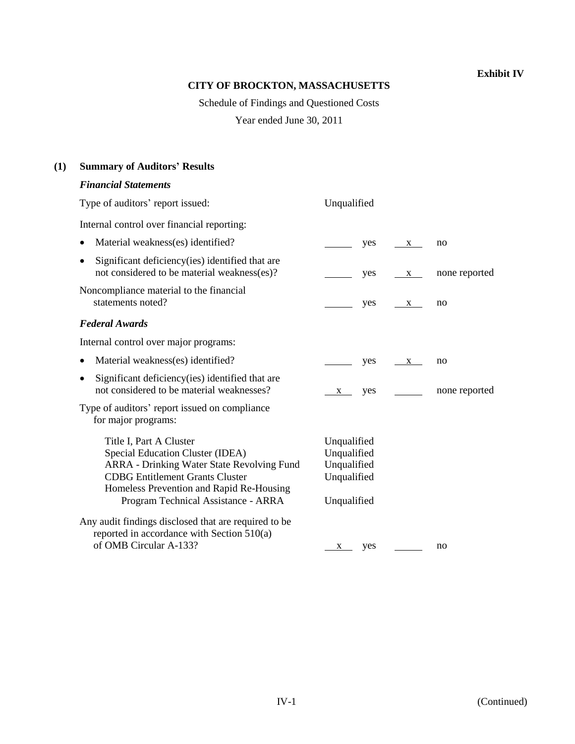**Exhibit IV**

**CITY OF BROCKTON, MASSACHUSETTS**

Schedule of Findings and Questioned Costs

Year ended June 30, 2011

## (1) Summary of Auditors' Results

### *Financial Statements*

Type of auditors' report issued: Unqualified

Internal control over financial reporting:

| | | | | |
|---|---|---|---|---|
| • Material weakness(es) identified? | ____ | yes | x | no |
| • Significant deficiency(ies) identified that are not considered to be material weakness(es)? | ____ | yes | x | none reported |
| Noncompliance material to the financial statements noted? | ____ | yes | x | no |

### *Federal Awards*

Internal control over major programs:

| | | | | |
|---|---|---|---|---|
| • Material weakness(es) identified? | ____ | yes | x | no |
| • Significant deficiency(ies) identified that are not considered to be material weaknesses? | x | yes | ____ | none reported |

Type of auditors' report issued on compliance for major programs:

| Program | Report |
|---|---|
| Title I, Part A Cluster | Unqualified |
| Special Education Cluster (IDEA) | Unqualified |
| ARRA - Drinking Water State Revolving Fund | Unqualified |
| CDBG Entitlement Grants Cluster | Unqualified |
| Homeless Prevention and Rapid Re-Housing Program Technical Assistance - ARRA | Unqualified |

| | | | | |
|---|---|---|---|---|
| Any audit findings disclosed that are required to be reported in accordance with Section 510(a) of OMB Circular A-133? | x | yes | ____ | no |

(Continued)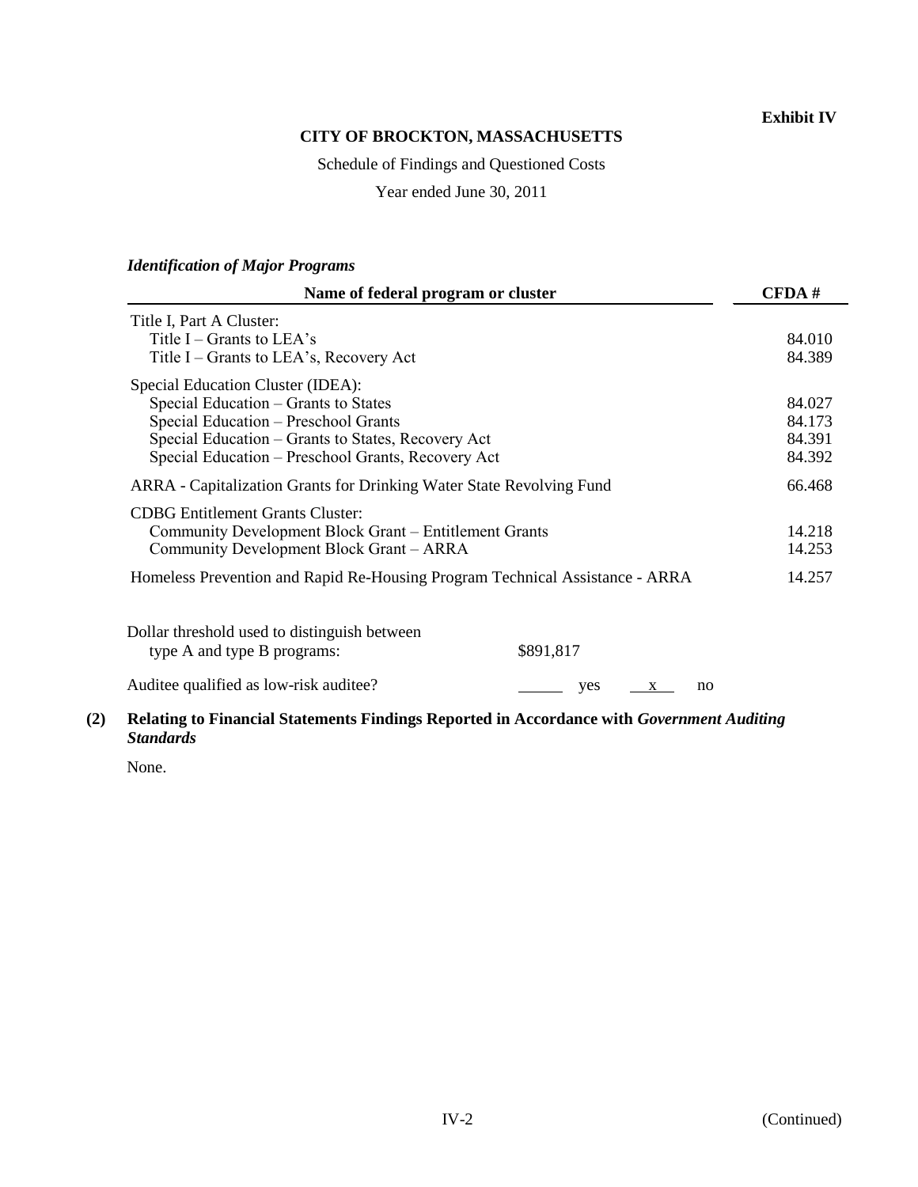**Exhibit IV**

**CITY OF BROCKTON, MASSACHUSETTS**

Schedule of Findings and Questioned Costs

Year ended June 30, 2011

***Identification of Major Programs***

| Name of federal program or cluster | CFDA # |
|---|---|
| Title I, Part A Cluster: | |
| Title I – Grants to LEA's | 84.010 |
| Title I – Grants to LEA's, Recovery Act | 84.389 |
| Special Education Cluster (IDEA): | |
| Special Education – Grants to States | 84.027 |
| Special Education – Preschool Grants | 84.173 |
| Special Education – Grants to States, Recovery Act | 84.391 |
| Special Education – Preschool Grants, Recovery Act | 84.392 |
| ARRA - Capitalization Grants for Drinking Water State Revolving Fund | 66.468 |
| CDBG Entitlement Grants Cluster: | |
| Community Development Block Grant – Entitlement Grants | 14.218 |
| Community Development Block Grant – ARRA | 14.253 |
| Homeless Prevention and Rapid Re-Housing Program Technical Assistance - ARRA | 14.257 |

Dollar threshold used to distinguish between type A and type B programs: $891,817

Auditee qualified as low-risk auditee? ______ yes __x__ no

**(2) Relating to Financial Statements Findings Reported in Accordance with *Government Auditing Standards***

None.

(Continued)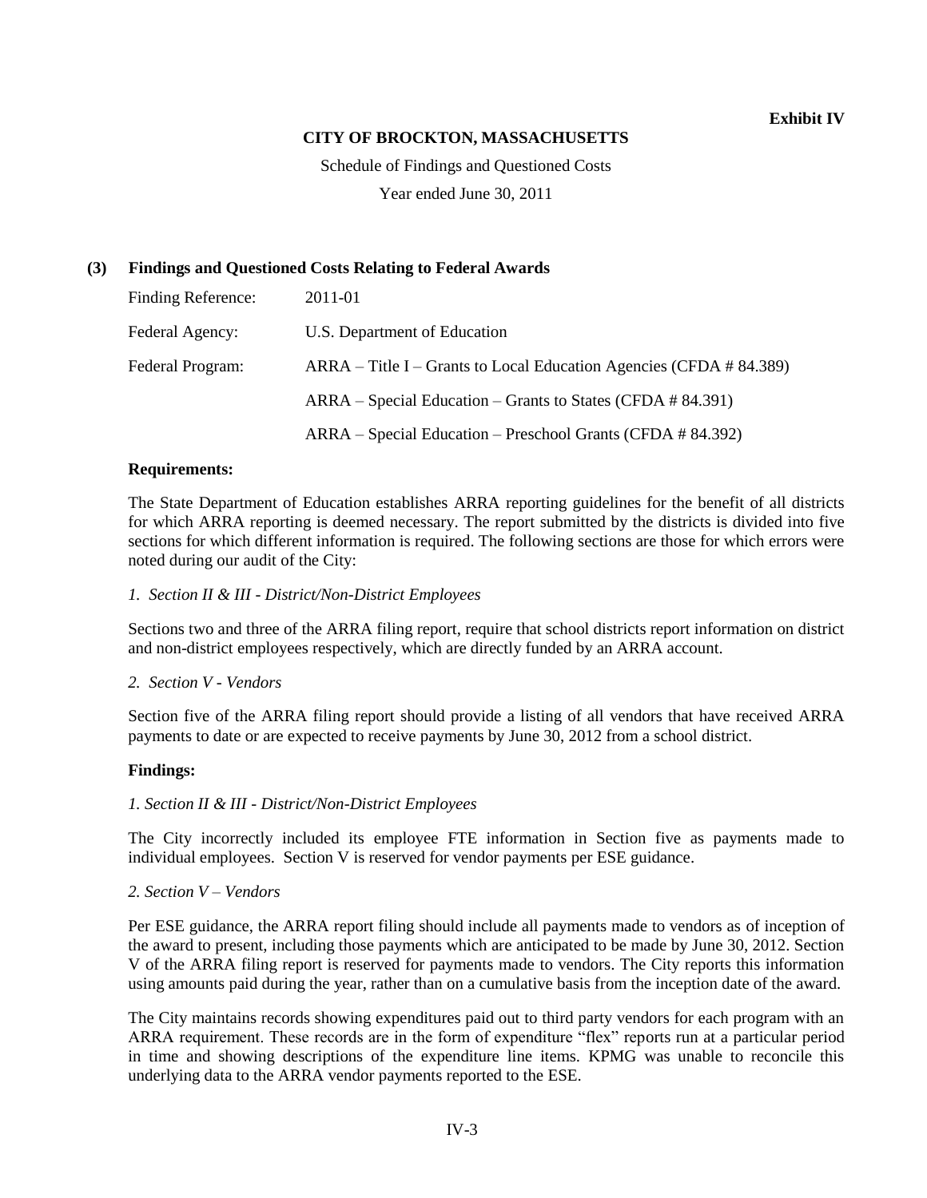**Exhibit IV**

**CITY OF BROCKTON, MASSACHUSETTS**

Schedule of Findings and Questioned Costs

Year ended June 30, 2011

## (3) Findings and Questioned Costs Relating to Federal Awards

| | |
|---|---|
| Finding Reference: | 2011-01 |
| Federal Agency: | U.S. Department of Education |
| Federal Program: | ARRA – Title I – Grants to Local Education Agencies (CFDA # 84.389) |
| | ARRA – Special Education – Grants to States (CFDA # 84.391) |
| | ARRA – Special Education – Preschool Grants (CFDA # 84.392) |

**Requirements:**

The State Department of Education establishes ARRA reporting guidelines for the benefit of all districts for which ARRA reporting is deemed necessary. The report submitted by the districts is divided into five sections for which different information is required. The following sections are those for which errors were noted during our audit of the City:

*1. Section II & III - District/Non-District Employees*

Sections two and three of the ARRA filing report, require that school districts report information on district and non-district employees respectively, which are directly funded by an ARRA account.

*2. Section V - Vendors*

Section five of the ARRA filing report should provide a listing of all vendors that have received ARRA payments to date or are expected to receive payments by June 30, 2012 from a school district.

**Findings:**

*1. Section II & III - District/Non-District Employees*

The City incorrectly included its employee FTE information in Section five as payments made to individual employees. Section V is reserved for vendor payments per ESE guidance.

*2. Section V – Vendors*

Per ESE guidance, the ARRA report filing should include all payments made to vendors as of inception of the award to present, including those payments which are anticipated to be made by June 30, 2012. Section V of the ARRA filing report is reserved for payments made to vendors. The City reports this information using amounts paid during the year, rather than on a cumulative basis from the inception date of the award.

The City maintains records showing expenditures paid out to third party vendors for each program with an ARRA requirement. These records are in the form of expenditure "flex" reports run at a particular period in time and showing descriptions of the expenditure line items. KPMG was unable to reconcile this underlying data to the ARRA vendor payments reported to the ESE.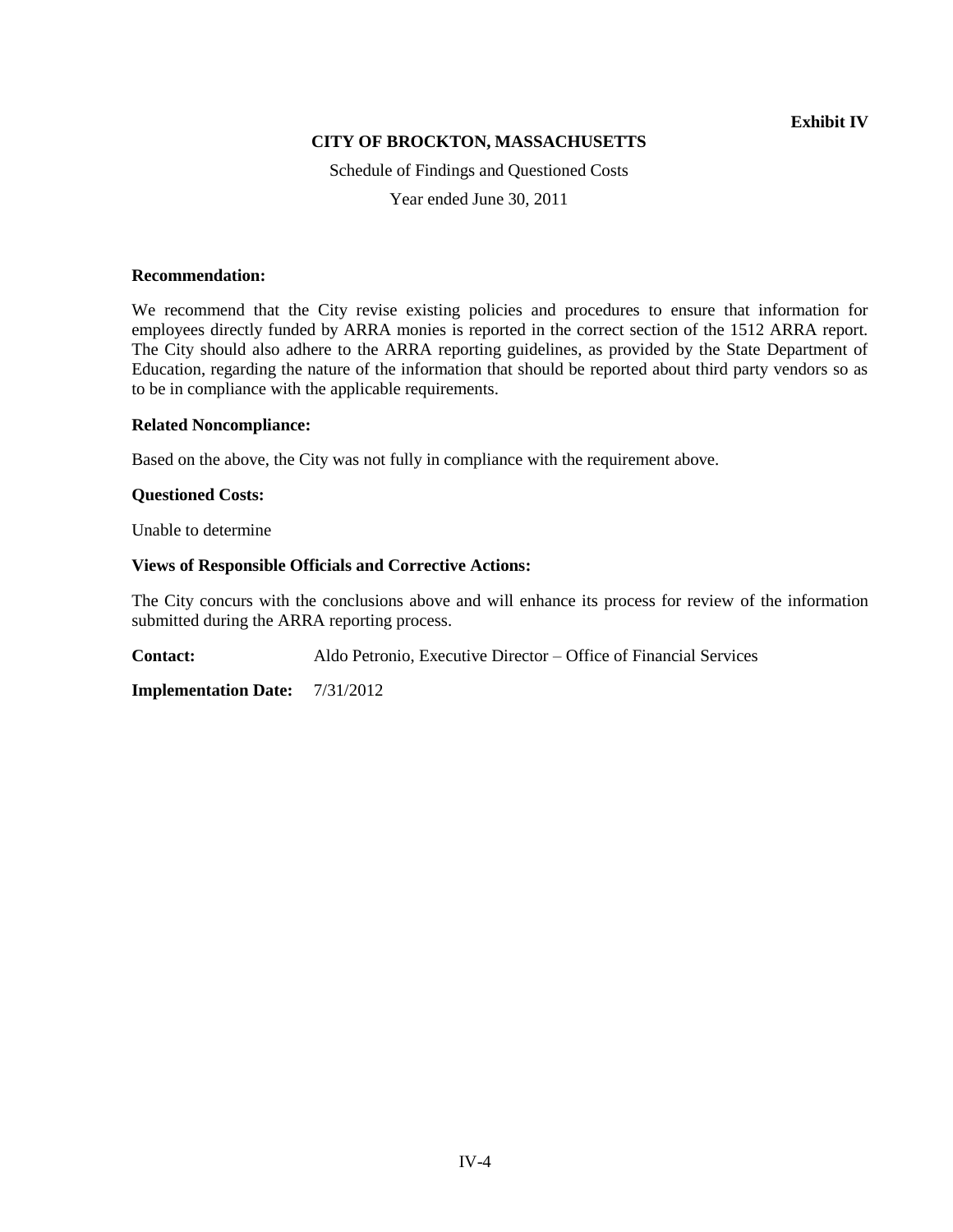**Exhibit IV**

**CITY OF BROCKTON, MASSACHUSETTS**

Schedule of Findings and Questioned Costs

Year ended June 30, 2011

**Recommendation:**

We recommend that the City revise existing policies and procedures to ensure that information for employees directly funded by ARRA monies is reported in the correct section of the 1512 ARRA report. The City should also adhere to the ARRA reporting guidelines, as provided by the State Department of Education, regarding the nature of the information that should be reported about third party vendors so as to be in compliance with the applicable requirements.

**Related Noncompliance:**

Based on the above, the City was not fully in compliance with the requirement above.

**Questioned Costs:**

Unable to determine

**Views of Responsible Officials and Corrective Actions:**

The City concurs with the conclusions above and will enhance its process for review of the information submitted during the ARRA reporting process.

**Contact:** Aldo Petronio, Executive Director – Office of Financial Services

**Implementation Date:** 7/31/2012